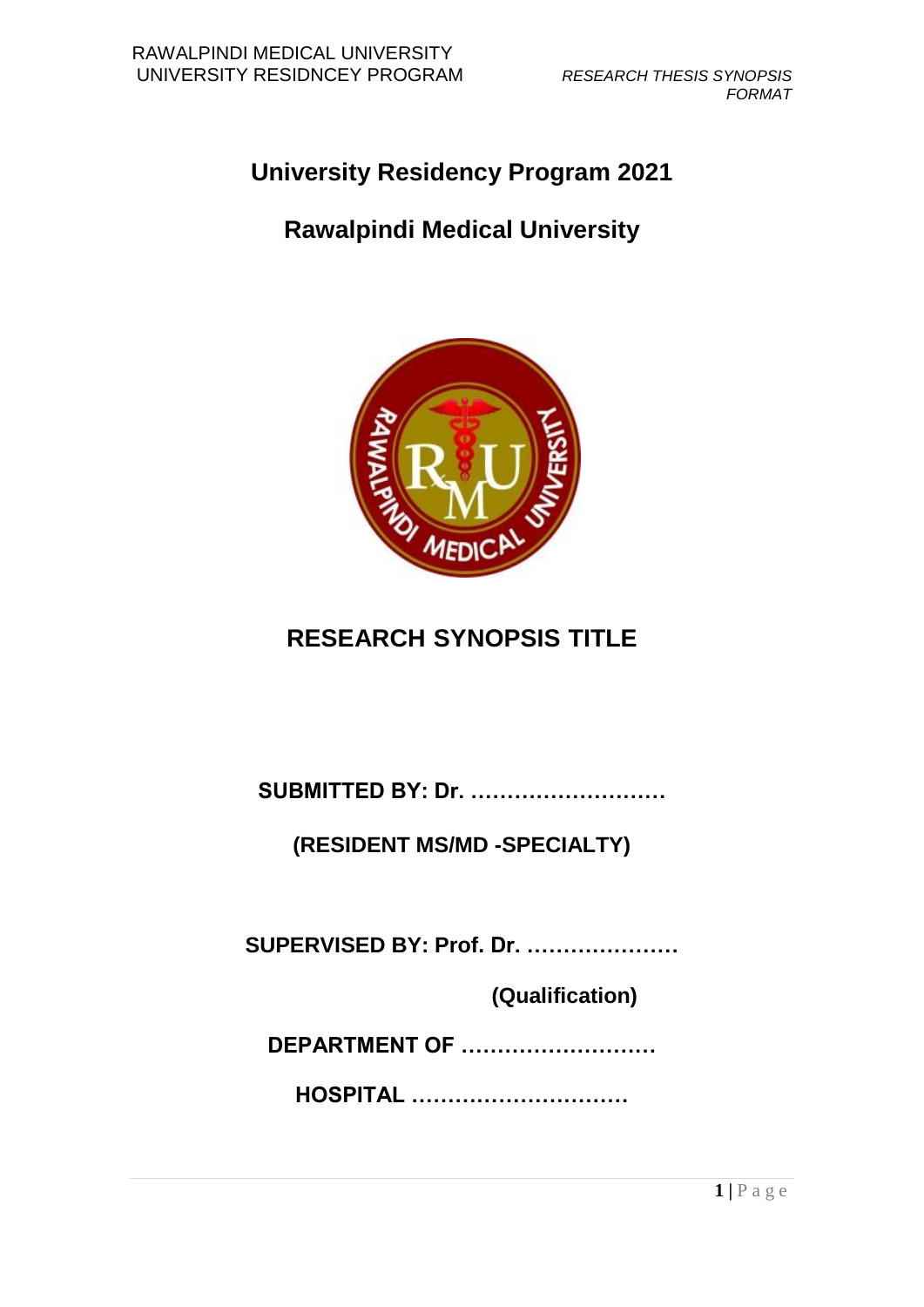# University Residency Program 2021

# Rawalpindi Medical University

## RESEARCH SYNOPSIS TITLE

**SUBMITTED BY: Dr. ………………………**

**(RESIDENT MS/MD -SPECIALTY)**

**SUPERVISED BY: Prof. Dr. …………………**

**(Qualification)**

**DEPARTMENT OF ………………………**

**HOSPITAL …………………………**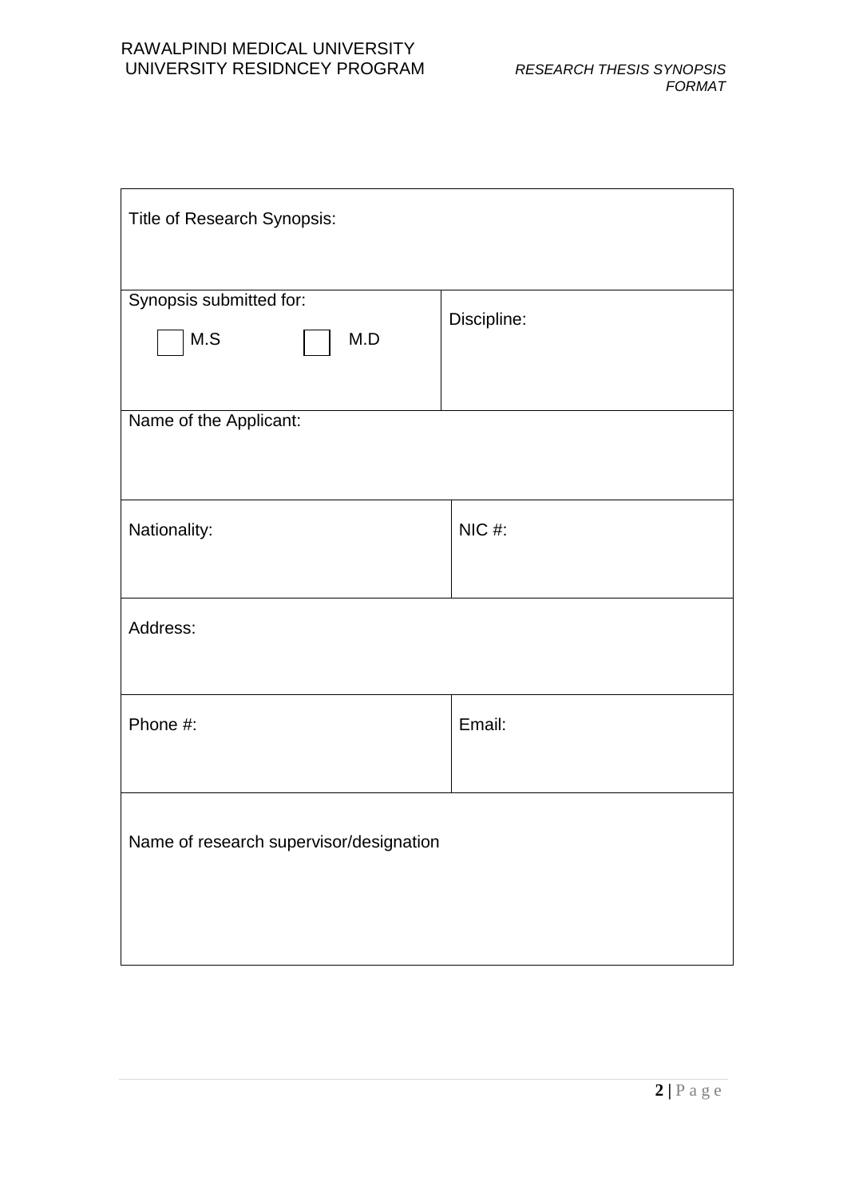| Title of Research Synopsis: | |
|---|---|
| Synopsis submitted for:<br>☐ M.S ☐ M.D | Discipline: |
| Name of the Applicant: | |
| Nationality: | NIC #: |
| Address: | |
| Phone #: | Email: |
| Name of research supervisor/designation | |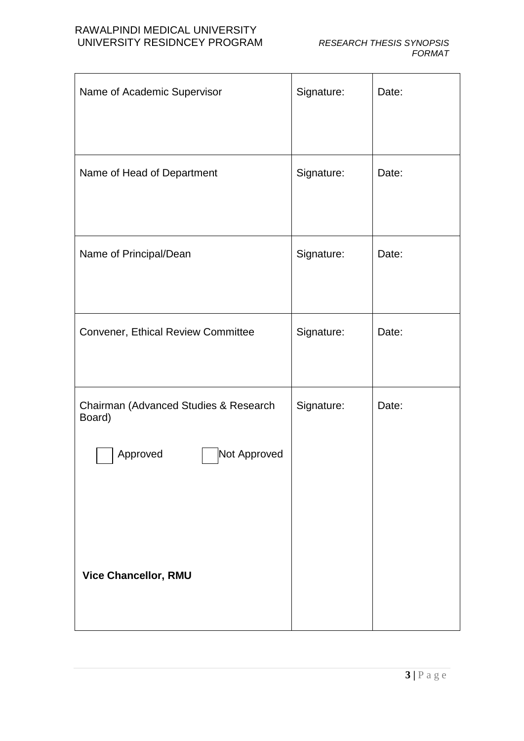| Name of Academic Supervisor | Signature: | Date: |
| --- | --- | --- |
| Name of Head of Department | Signature: | Date: |
| Name of Principal/Dean | Signature: | Date: |
| Convener, Ethical Review Committee | Signature: | Date: |
| Chairman (Advanced Studies & Research Board)<br><br>☐ Approved ☐ Not Approved<br><br><br><br>**Vice Chancellor, RMU** | Signature: | Date: |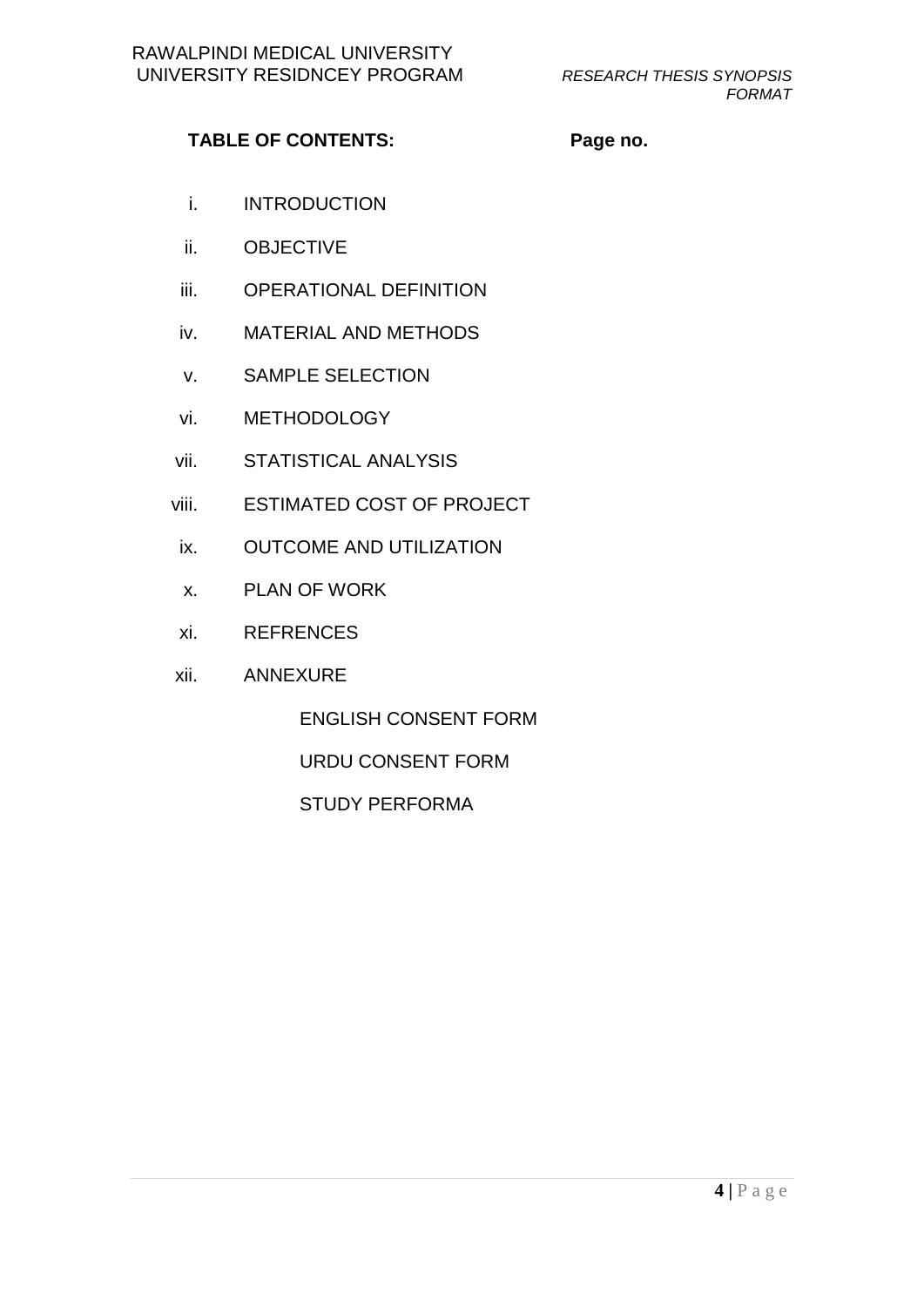**TABLE OF CONTENTS:** **Page no.**

i. INTRODUCTION

ii. OBJECTIVE

iii. OPERATIONAL DEFINITION

iv. MATERIAL AND METHODS

v. SAMPLE SELECTION

vi. METHODOLOGY

vii. STATISTICAL ANALYSIS

viii. ESTIMATED COST OF PROJECT

ix. OUTCOME AND UTILIZATION

x. PLAN OF WORK

xi. REFRENCES

xii. ANNEXURE

 ENGLISH CONSENT FORM

 URDU CONSENT FORM

 STUDY PERFORMA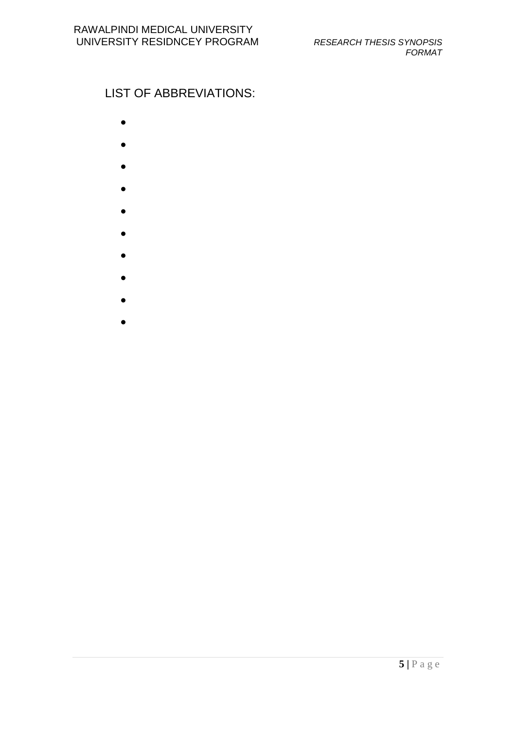## LIST OF ABBREVIATIONS:

- 
- 
- 
- 
- 
- 
- 
- 
- 
-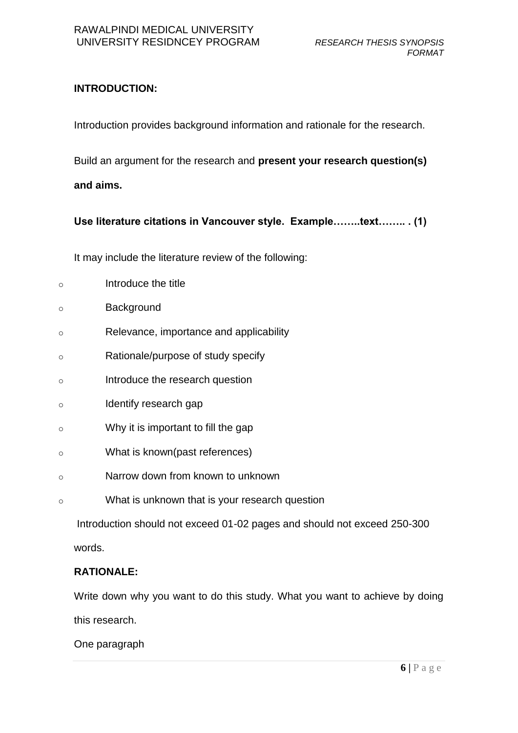**INTRODUCTION:**

Introduction provides background information and rationale for the research.

Build an argument for the research and **present your research question(s) and aims.**

**Use literature citations in Vancouver style. Example……..text…….. . (1)**

It may include the literature review of the following:

- Introduce the title
- Background
- Relevance, importance and applicability
- Rationale/purpose of study specify
- Introduce the research question
- Identify research gap
- Why it is important to fill the gap
- What is known(past references)
- Narrow down from known to unknown
- What is unknown that is your research question

Introduction should not exceed 01-02 pages and should not exceed 250-300 words.

**RATIONALE:**

Write down why you want to do this study. What you want to achieve by doing this research.

One paragraph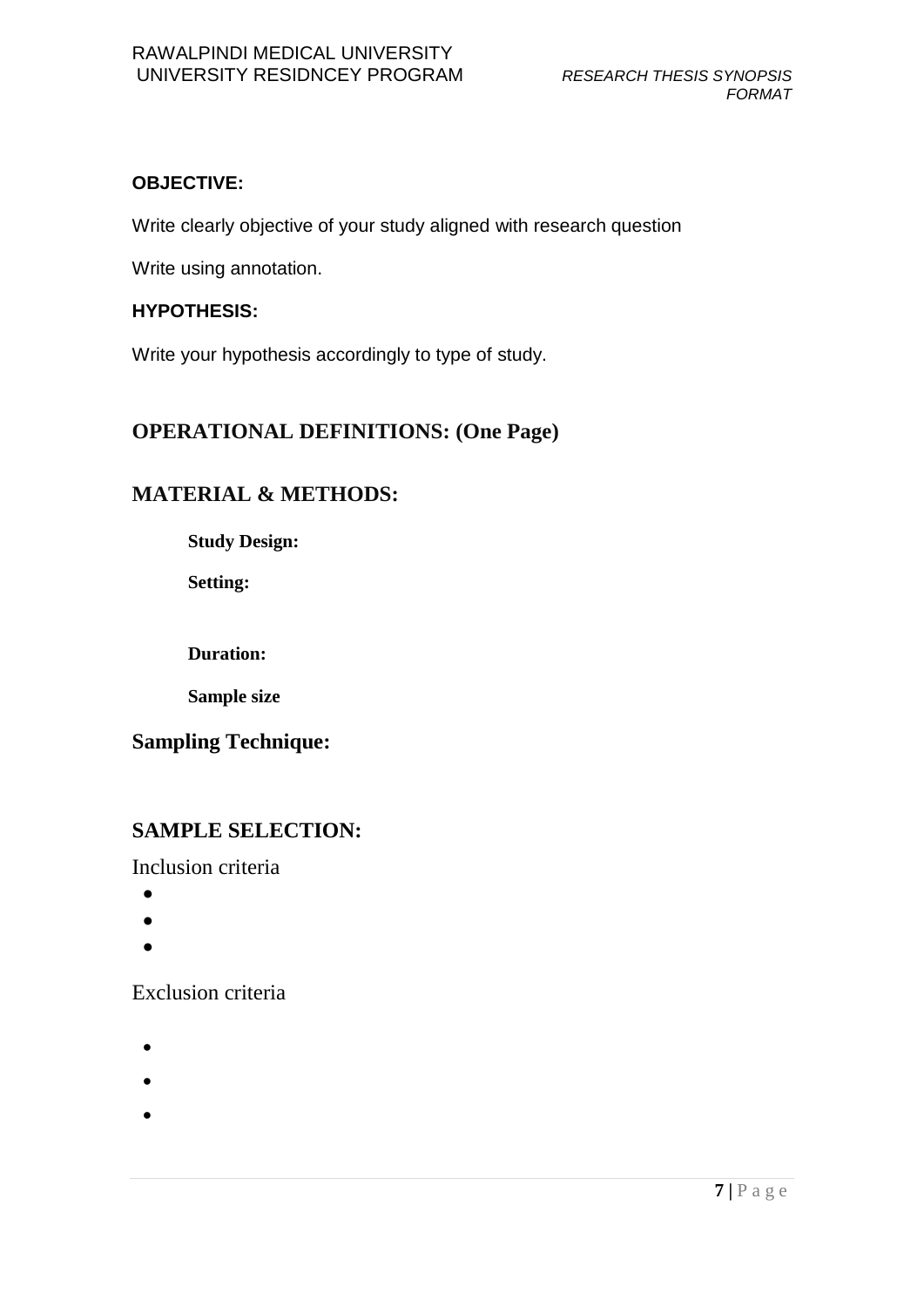**OBJECTIVE:**

Write clearly objective of your study aligned with research question

Write using annotation.

**HYPOTHESIS:**

Write your hypothesis accordingly to type of study.

## OPERATIONAL DEFINITIONS: (One Page)

## MATERIAL & METHODS:

**Study Design:**

**Setting:**

**Duration:**

**Sample size**

### Sampling Technique:

## SAMPLE SELECTION:

Inclusion criteria

- 
- 
- 

Exclusion criteria

- 
- 
-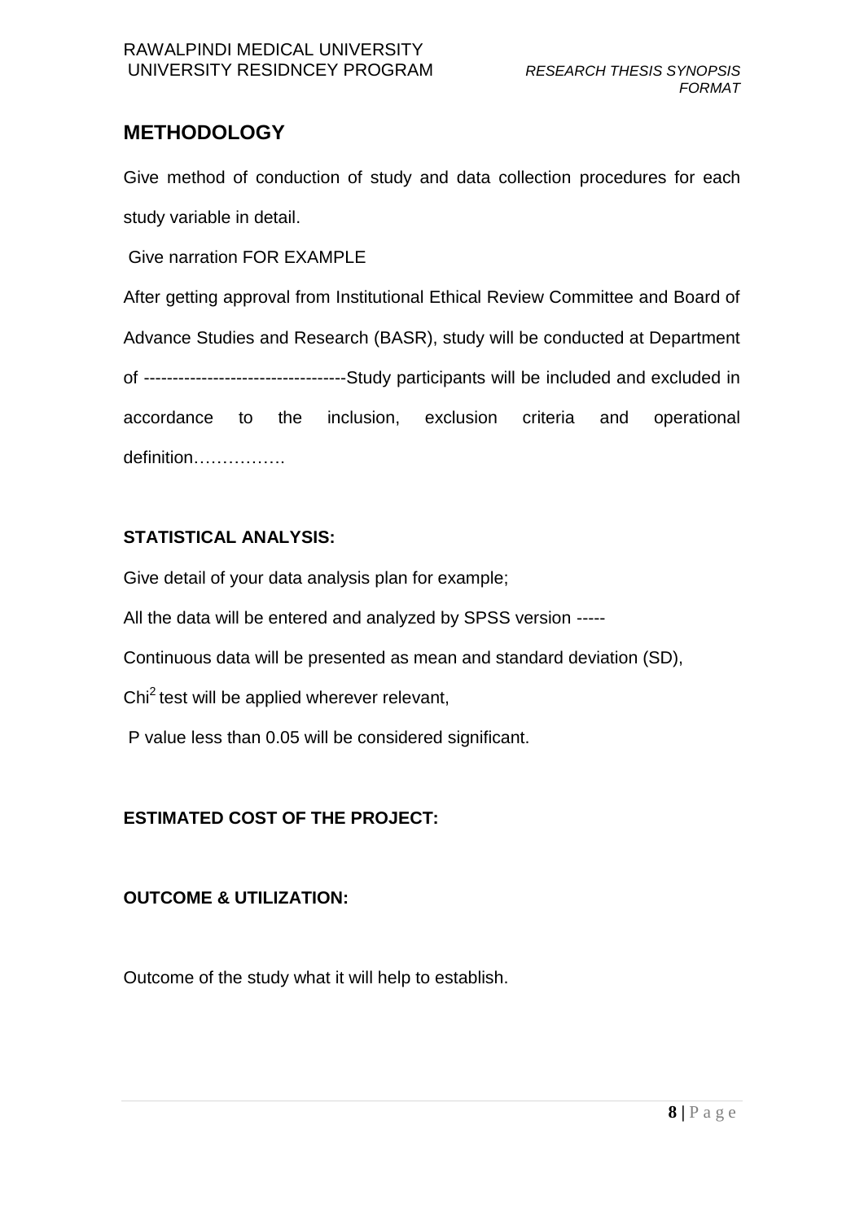## METHODOLOGY

Give method of conduction of study and data collection procedures for each study variable in detail.

Give narration FOR EXAMPLE

After getting approval from Institutional Ethical Review Committee and Board of Advance Studies and Research (BASR), study will be conducted at Department of -----------------------------------Study participants will be included and excluded in accordance to the inclusion, exclusion criteria and operational definition…………….

**STATISTICAL ANALYSIS:**

Give detail of your data analysis plan for example;

All the data will be entered and analyzed by SPSS version -----

Continuous data will be presented as mean and standard deviation (SD),

$Chi^2$ test will be applied wherever relevant,

P value less than 0.05 will be considered significant.

**ESTIMATED COST OF THE PROJECT:**

**OUTCOME & UTILIZATION:**

Outcome of the study what it will help to establish.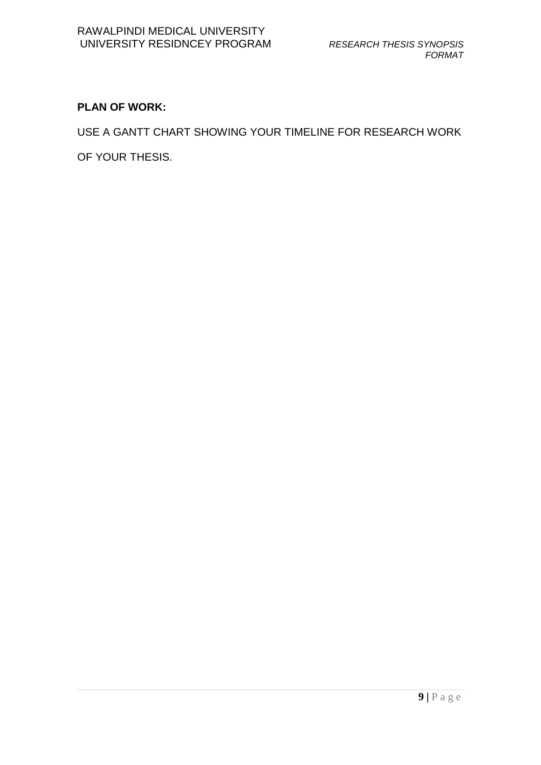**PLAN OF WORK:**

USE A GANTT CHART SHOWING YOUR TIMELINE FOR RESEARCH WORK OF YOUR THESIS.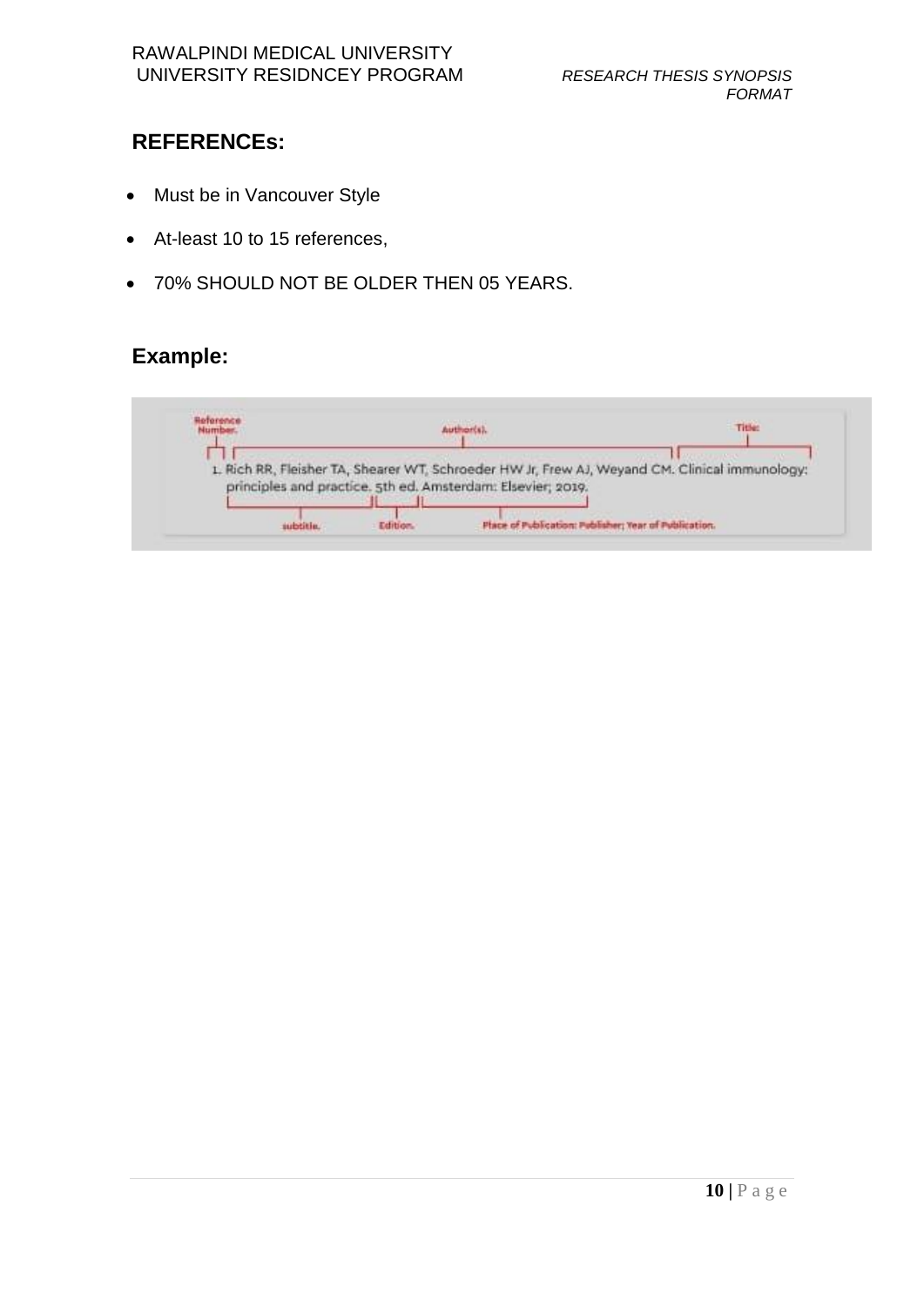## REFERENCEs:

- Must be in Vancouver Style
- At-least 10 to 15 references,
- 70% SHOULD NOT BE OLDER THEN 05 YEARS.

## Example:

Reference Number. | Author(s). | Title:

1. Rich RR, Fleisher TA, Shearer WT, Schroeder HW Jr, Frew AJ, Weyand CM. Clinical immunology: principles and practice. 5th ed. Amsterdam: Elsevier; 2019.

subtitle. | Edition. | Place of Publication: Publisher; Year of Publication.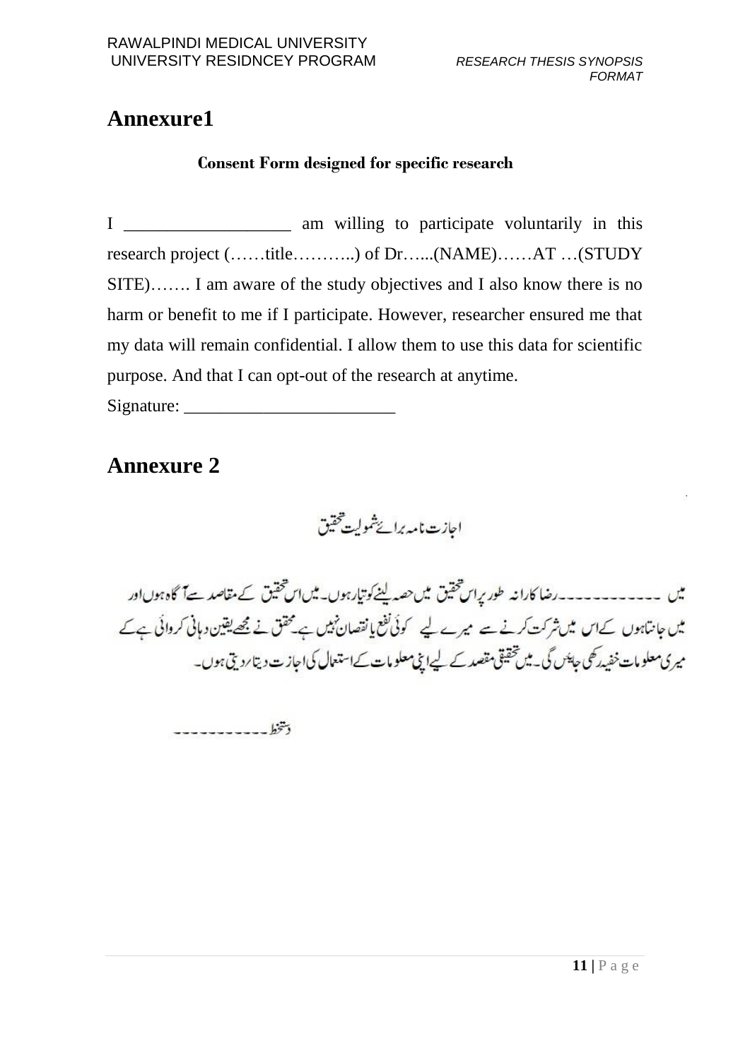# Annexure1

### Consent Form designed for specific research

I ___________________ am willing to participate voluntarily in this research project (……title………..) of Dr…...(NAME)……AT …(STUDY SITE)……. I am aware of the study objectives and I also know there is no harm or benefit to me if I participate. However, researcher ensured me that my data will remain confidential. I allow them to use this data for scientific purpose. And that I can opt-out of the research at anytime.

Signature: ________________________

# Annexure 2

اجازت نامہ برائے شمولیت تحقیق

میں ------------ رضاکارانہ طور پر اس تحقیق میں حصہ لینے کو تیار ہوں۔ میں اس تحقیق کے مقاصد سے آگاہ ہوں اور میں جانتا ہوں کے اس میں شرکت کرنے سے میرے لیے کوئی نفع یا نقصان نہیں ہے۔ محقق نے مجھے یقین دہانی کروائی ہے کے میری معلومات خفیہ رکھی جائیں گی۔ میں تحقیقی مقصد کے لیے اپنی معلومات کے استعمال کی اجازت دیتا/دیتی ہوں۔

دستخط -----------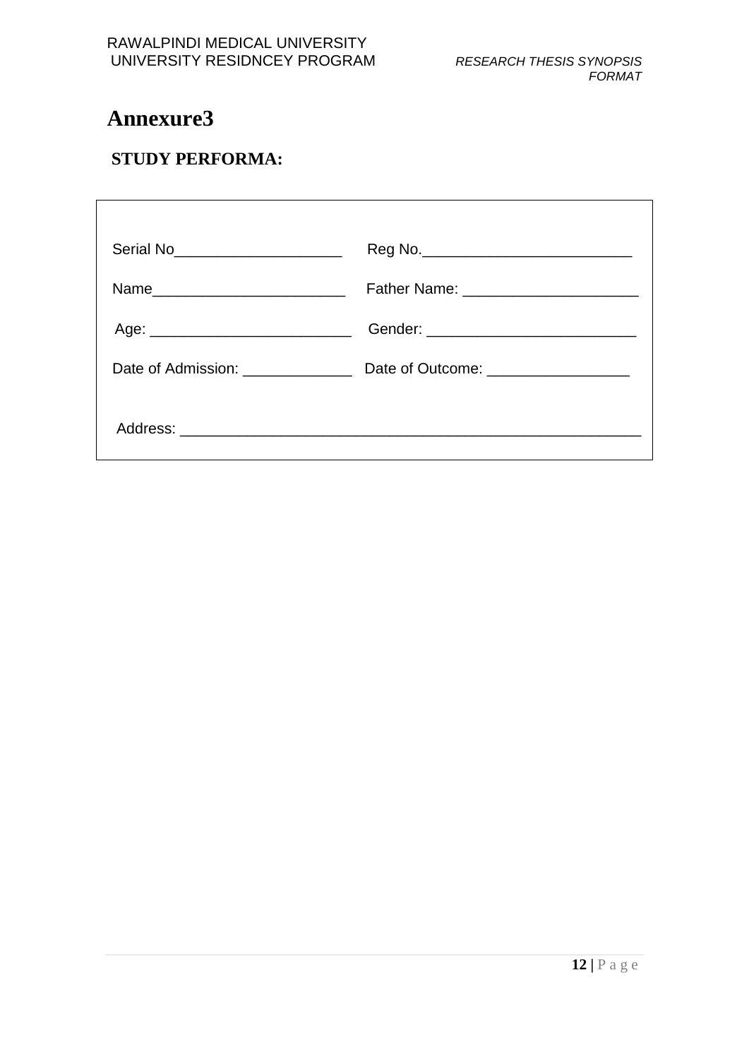# Annexure3

## STUDY PERFORMA:

Serial No____________________ Reg No.__________________________

Name_______________________ Father Name: _____________________

Age: ________________________ Gender: _________________________

Date of Admission: _____________ Date of Outcome: _________________

Address: _______________________________________________________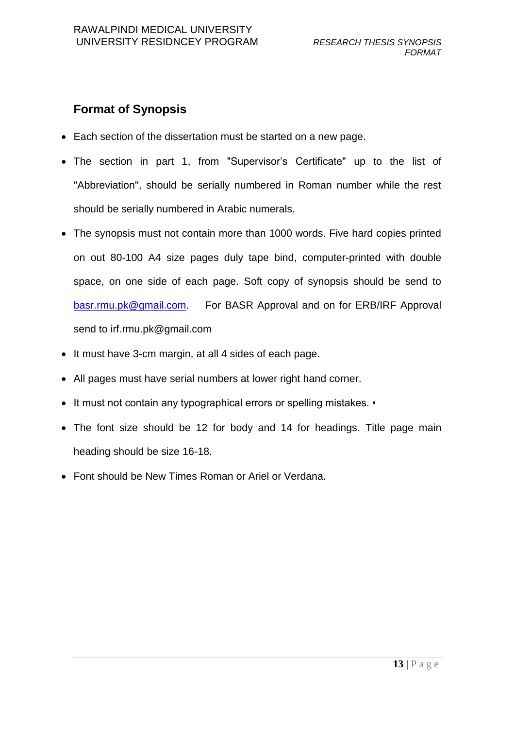## Format of Synopsis

- Each section of the dissertation must be started on a new page.
- The section in part 1, from "Supervisor's Certificate" up to the list of "Abbreviation", should be serially numbered in Roman number while the rest should be serially numbered in Arabic numerals.
- The synopsis must not contain more than 1000 words. Five hard copies printed on out 80-100 A4 size pages duly tape bind, computer-printed with double space, on one side of each page. Soft copy of synopsis should be send to basr.rmu.pk@gmail.com. For BASR Approval and on for ERB/IRF Approval send to irf.rmu.pk@gmail.com
- It must have 3-cm margin, at all 4 sides of each page.
- All pages must have serial numbers at lower right hand corner.
- It must not contain any typographical errors or spelling mistakes. •
- The font size should be 12 for body and 14 for headings. Title page main heading should be size 16-18.
- Font should be New Times Roman or Ariel or Verdana.